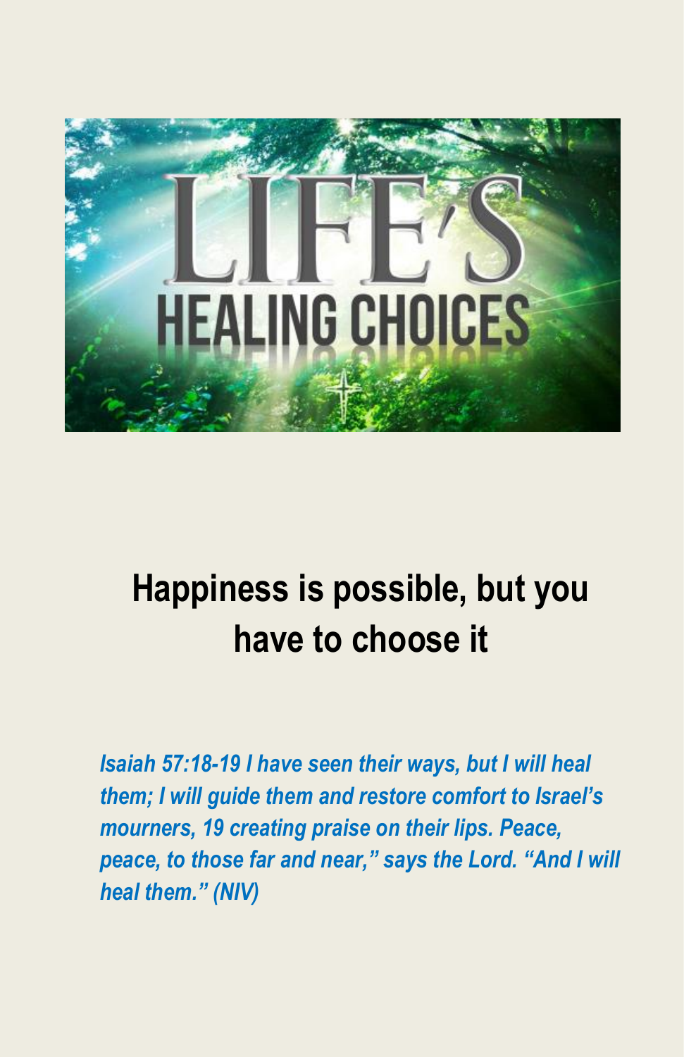# LIFE'S HEALING CHOICES

## Happiness is possible, but you have to choose it

***Isaiah 57:18-19 I have seen their ways, but I will heal them; I will guide them and restore comfort to Israel's mourners, 19 creating praise on their lips. Peace, peace, to those far and near," says the Lord. "And I will heal them." (NIV)***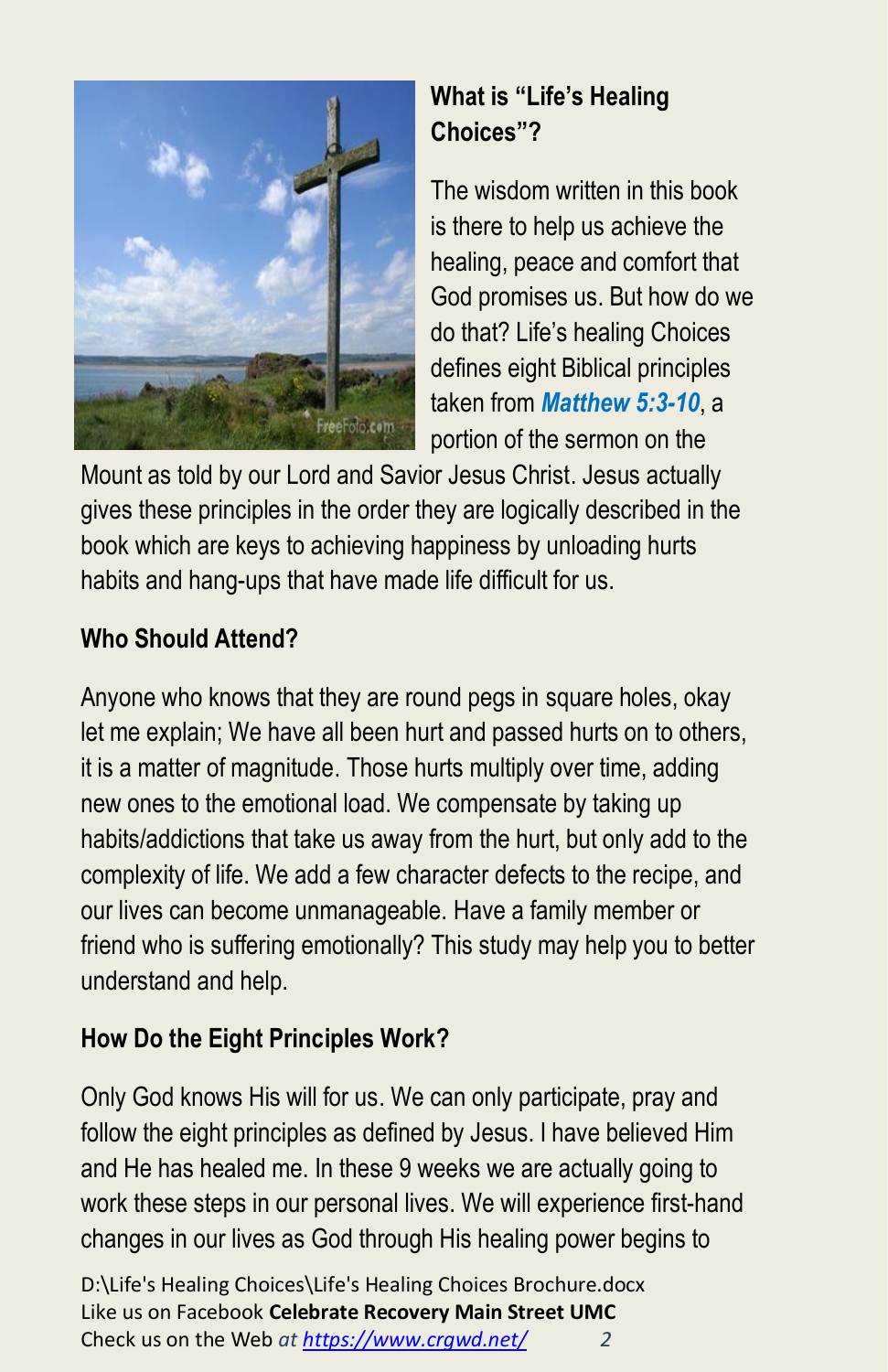### What is "Life's Healing Choices"?

The wisdom written in this book is there to help us achieve the healing, peace and comfort that God promises us. But how do we do that? Life's healing Choices defines eight Biblical principles taken from ***Matthew 5:3-10***, a portion of the sermon on the Mount as told by our Lord and Savior Jesus Christ. Jesus actually gives these principles in the order they are logically described in the book which are keys to achieving happiness by unloading hurts habits and hang-ups that have made life difficult for us.

### Who Should Attend?

Anyone who knows that they are round pegs in square holes, okay let me explain; We have all been hurt and passed hurts on to others, it is a matter of magnitude. Those hurts multiply over time, adding new ones to the emotional load. We compensate by taking up habits/addictions that take us away from the hurt, but only add to the complexity of life. We add a few character defects to the recipe, and our lives can become unmanageable. Have a family member or friend who is suffering emotionally? This study may help you to better understand and help.

### How Do the Eight Principles Work?

Only God knows His will for us. We can only participate, pray and follow the eight principles as defined by Jesus. I have believed Him and He has healed me. In these 9 weeks we are actually going to work these steps in our personal lives. We will experience first-hand changes in our lives as God through His healing power begins to

D:\Life's Healing Choices\Life's Healing Choices Brochure.docx
Like us on Facebook **Celebrate Recovery Main Street UMC**
Check us on the Web *at https://www.crgwd.net/*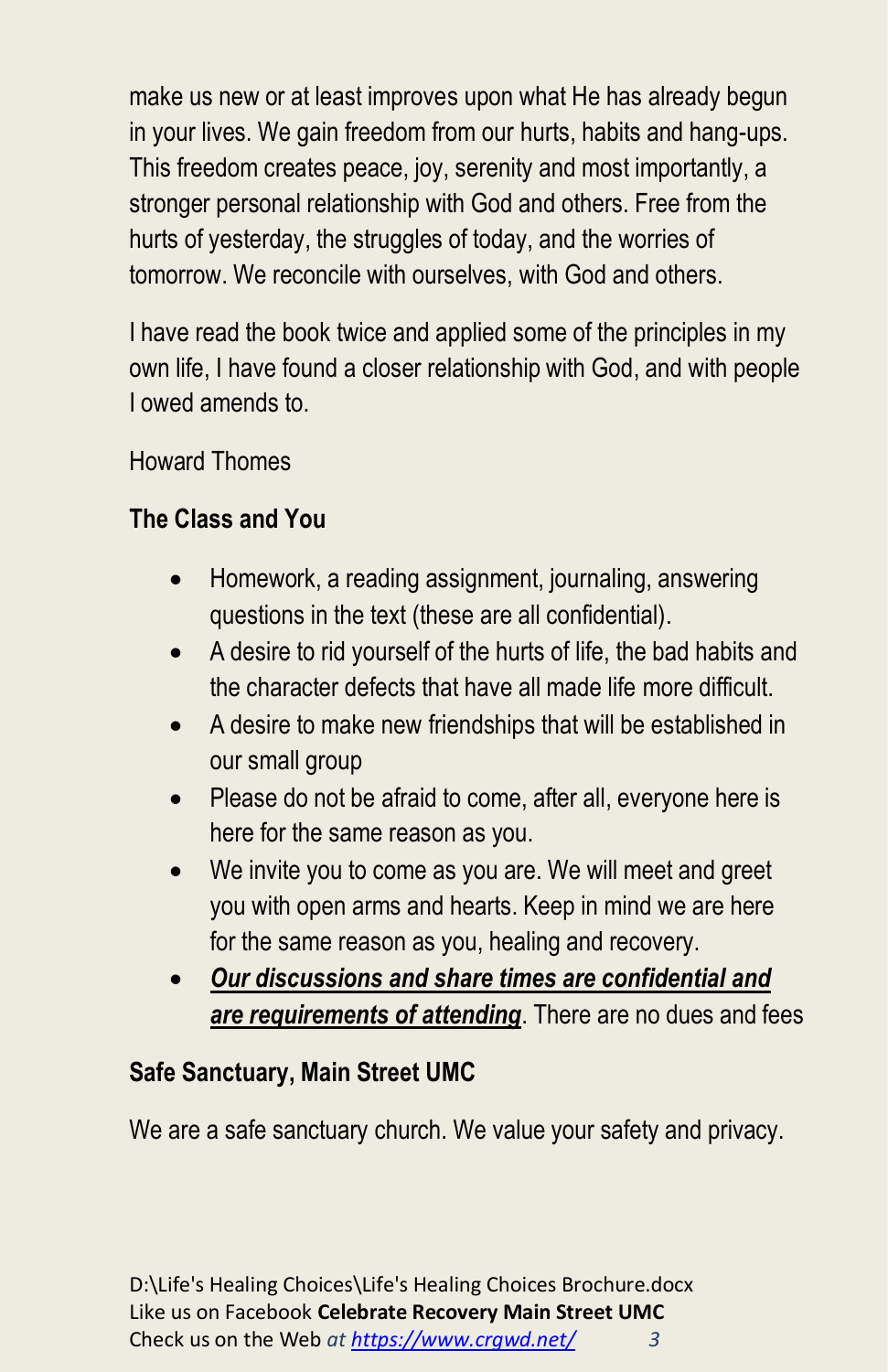make us new or at least improves upon what He has already begun in your lives. We gain freedom from our hurts, habits and hang-ups. This freedom creates peace, joy, serenity and most importantly, a stronger personal relationship with God and others. Free from the hurts of yesterday, the struggles of today, and the worries of tomorrow. We reconcile with ourselves, with God and others.

I have read the book twice and applied some of the principles in my own life, I have found a closer relationship with God, and with people I owed amends to.

Howard Thomes

**The Class and You**

- Homework, a reading assignment, journaling, answering questions in the text (these are all confidential).
- A desire to rid yourself of the hurts of life, the bad habits and the character defects that have all made life more difficult.
- A desire to make new friendships that will be established in our small group
- Please do not be afraid to come, after all, everyone here is here for the same reason as you.
- We invite you to come as you are. We will meet and greet you with open arms and hearts. Keep in mind we are here for the same reason as you, healing and recovery.
- ***<u>Our discussions and share times are confidential and are requirements of attending</u>***. There are no dues and fees

**Safe Sanctuary, Main Street UMC**

We are a safe sanctuary church. We value your safety and privacy.

D:\Life's Healing Choices\Life's Healing Choices Brochure.docx
Like us on Facebook **Celebrate Recovery Main Street UMC**
Check us on the Web *at https://www.crgwd.net/*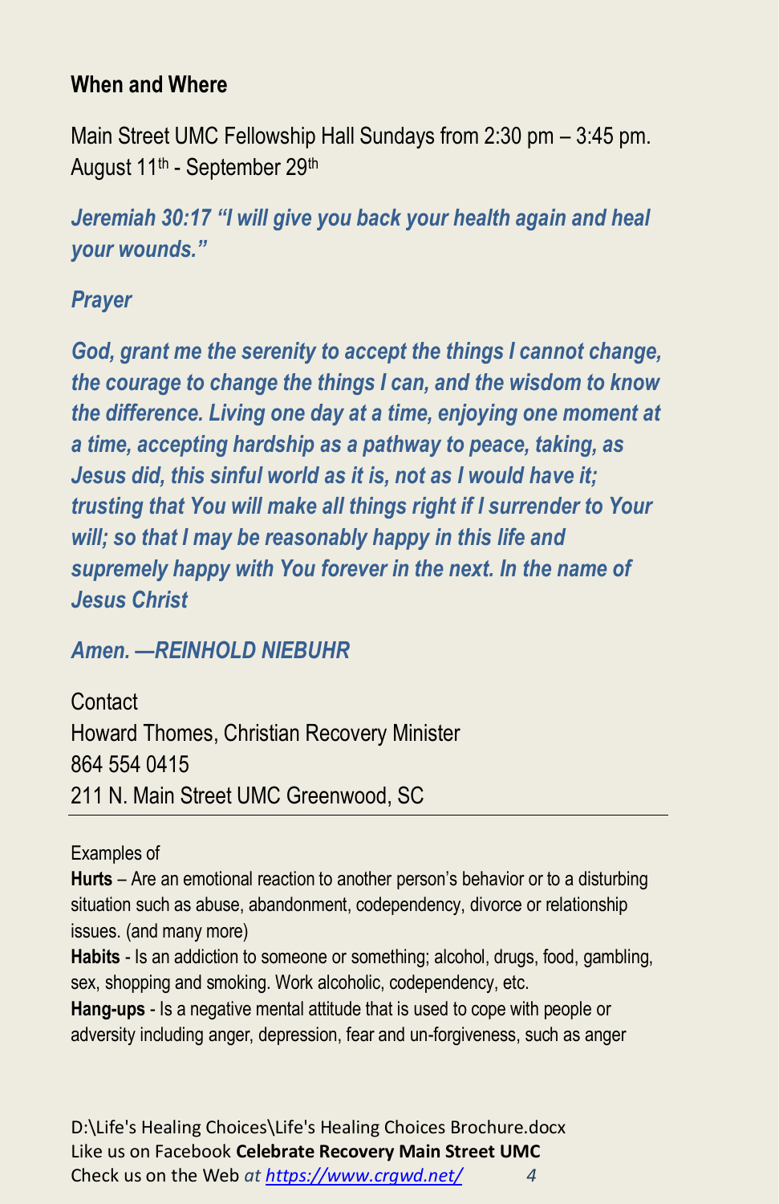**When and Where**

Main Street UMC Fellowship Hall Sundays from 2:30 pm – 3:45 pm. August 11th - September 29th

***Jeremiah 30:17 "I will give you back your health again and heal your wounds."***

***Prayer***

***God, grant me the serenity to accept the things I cannot change, the courage to change the things I can, and the wisdom to know the difference. Living one day at a time, enjoying one moment at a time, accepting hardship as a pathway to peace, taking, as Jesus did, this sinful world as it is, not as I would have it; trusting that You will make all things right if I surrender to Your will; so that I may be reasonably happy in this life and supremely happy with You forever in the next. In the name of Jesus Christ***

***Amen. —REINHOLD NIEBUHR***

Contact
Howard Thomes, Christian Recovery Minister
864 554 0415
211 N. Main Street UMC Greenwood, SC

---

Examples of

**Hurts** – Are an emotional reaction to another person's behavior or to a disturbing situation such as abuse, abandonment, codependency, divorce or relationship issues. (and many more)

**Habits** - Is an addiction to someone or something; alcohol, drugs, food, gambling, sex, shopping and smoking. Work alcoholic, codependency, etc.

**Hang-ups** - Is a negative mental attitude that is used to cope with people or adversity including anger, depression, fear and un-forgiveness, such as anger

D:\Life's Healing Choices\Life's Healing Choices Brochure.docx
Like us on Facebook **Celebrate Recovery Main Street UMC**
Check us on the Web *at [https://www.crgwd.net/](https://www.crgwd.net/)*